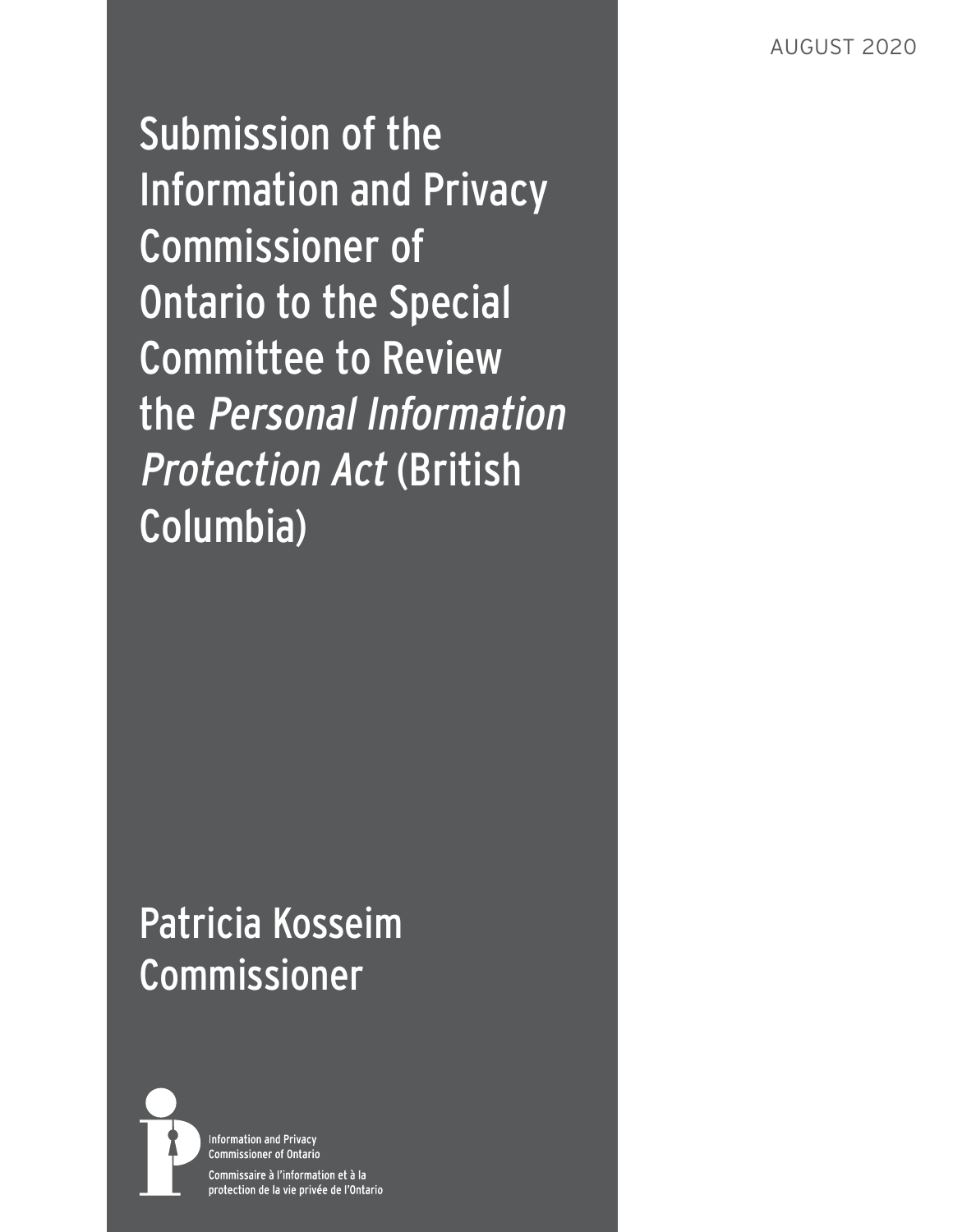AUGUST 2020

# Submission of the Information and Privacy Commissioner of Ontario to the Special Committee to Review the *Personal Information Protection Act* (British Columbia)

Patricia Kosseim
Commissioner

Information and Privacy Commissioner of Ontario
Commissaire à l'information et à la protection de la vie privée de l'Ontario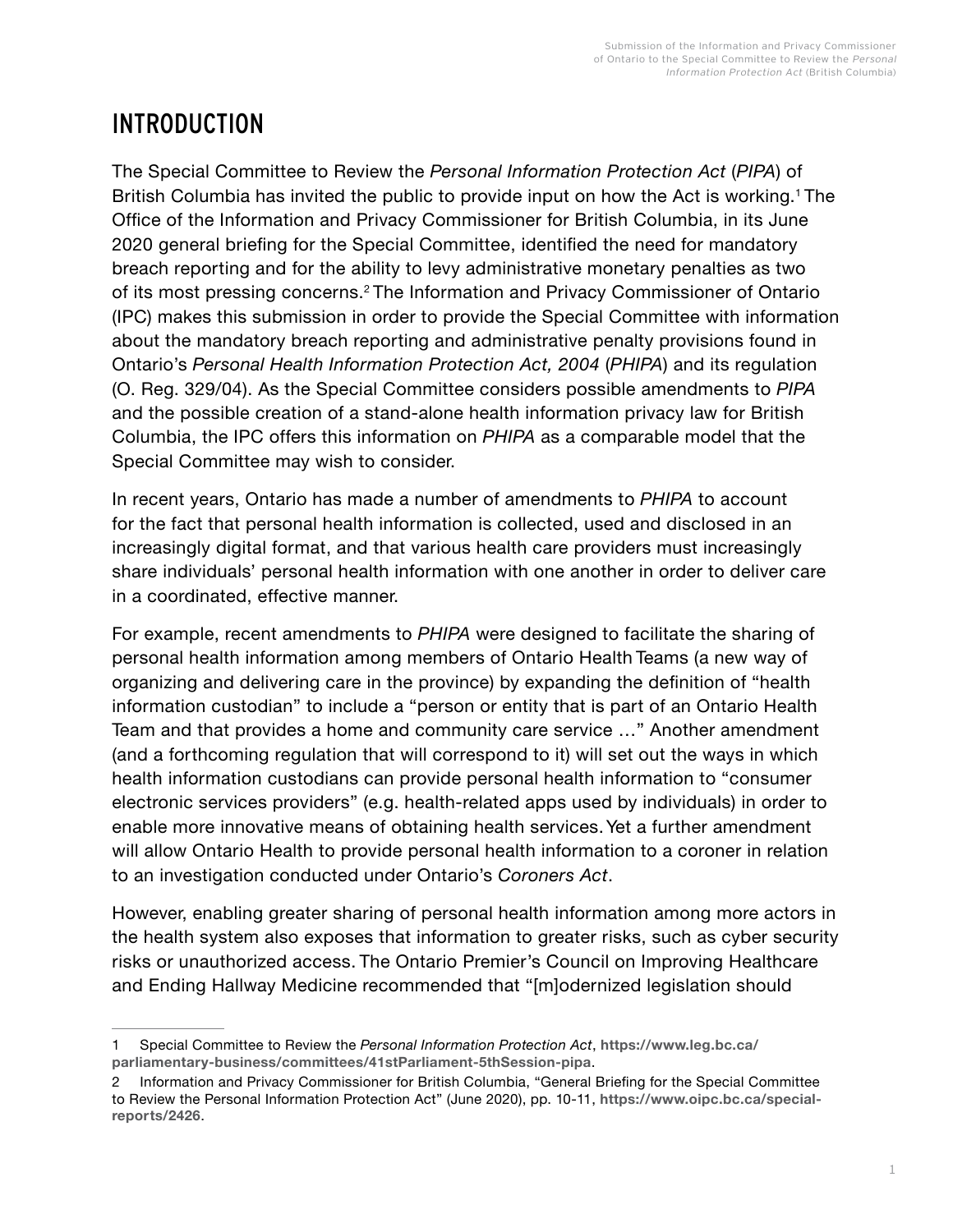# INTRODUCTION

The Special Committee to Review the *Personal Information Protection Act* (*PIPA*) of British Columbia has invited the public to provide input on how the Act is working.[1] The Office of the Information and Privacy Commissioner for British Columbia, in its June 2020 general briefing for the Special Committee, identified the need for mandatory breach reporting and for the ability to levy administrative monetary penalties as two of its most pressing concerns.[2] The Information and Privacy Commissioner of Ontario (IPC) makes this submission in order to provide the Special Committee with information about the mandatory breach reporting and administrative penalty provisions found in Ontario's *Personal Health Information Protection Act, 2004* (*PHIPA*) and its regulation (O. Reg. 329/04). As the Special Committee considers possible amendments to *PIPA* and the possible creation of a stand-alone health information privacy law for British Columbia, the IPC offers this information on *PHIPA* as a comparable model that the Special Committee may wish to consider.

In recent years, Ontario has made a number of amendments to *PHIPA* to account for the fact that personal health information is collected, used and disclosed in an increasingly digital format, and that various health care providers must increasingly share individuals' personal health information with one another in order to deliver care in a coordinated, effective manner.

For example, recent amendments to *PHIPA* were designed to facilitate the sharing of personal health information among members of Ontario Health Teams (a new way of organizing and delivering care in the province) by expanding the definition of "health information custodian" to include a "person or entity that is part of an Ontario Health Team and that provides a home and community care service …" Another amendment (and a forthcoming regulation that will correspond to it) will set out the ways in which health information custodians can provide personal health information to "consumer electronic services providers" (e.g. health-related apps used by individuals) in order to enable more innovative means of obtaining health services. Yet a further amendment will allow Ontario Health to provide personal health information to a coroner in relation to an investigation conducted under Ontario's *Coroners Act*.

However, enabling greater sharing of personal health information among more actors in the health system also exposes that information to greater risks, such as cyber security risks or unauthorized access. The Ontario Premier's Council on Improving Healthcare and Ending Hallway Medicine recommended that "[m]odernized legislation should

---

1 Special Committee to Review the *Personal Information Protection Act*, **https://www.leg.bc.ca/parliamentary-business/committees/41stParliament-5thSession-pipa**.

2 Information and Privacy Commissioner for British Columbia, "General Briefing for the Special Committee to Review the Personal Information Protection Act" (June 2020), pp. 10-11, **https://www.oipc.bc.ca/special-reports/2426**.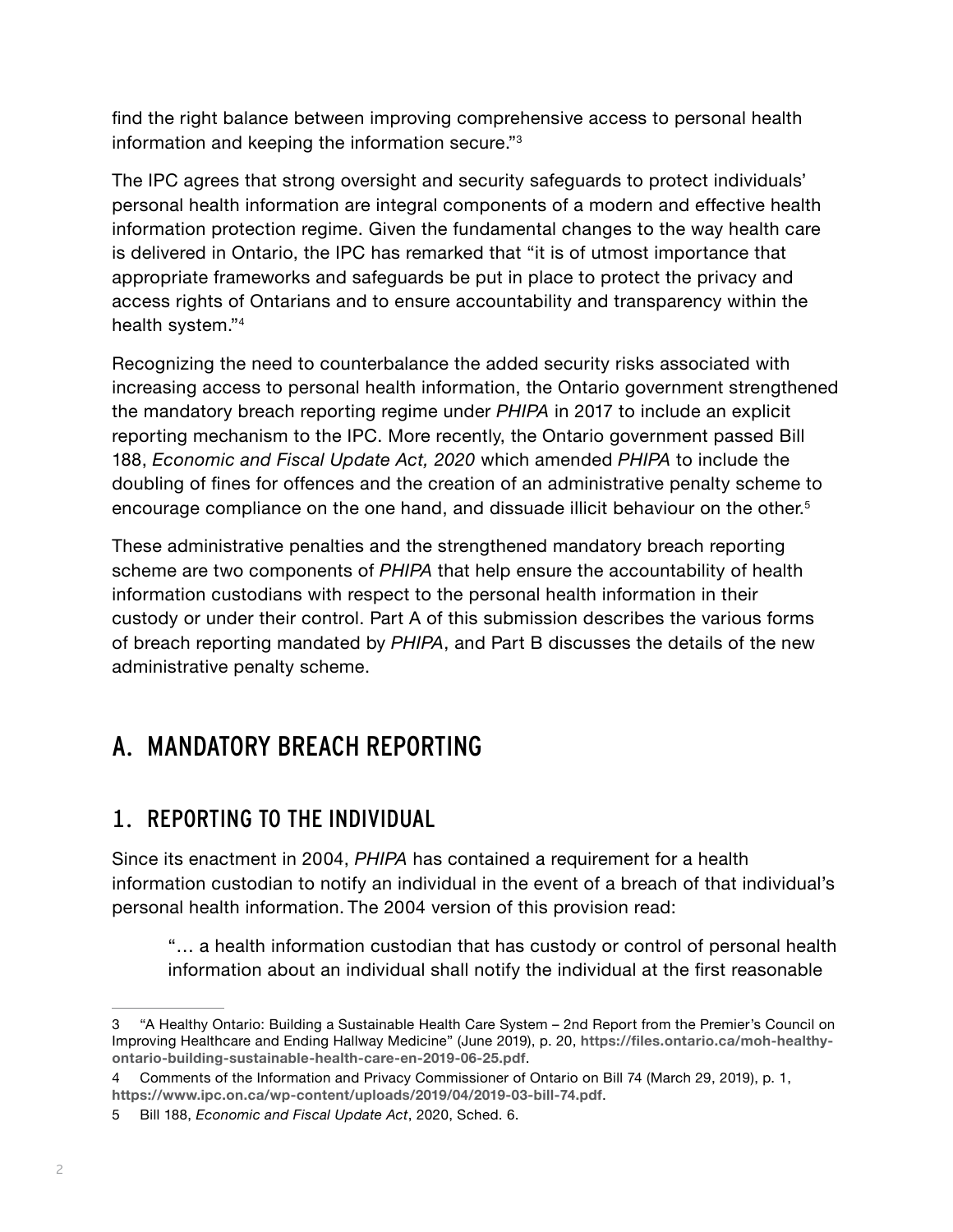find the right balance between improving comprehensive access to personal health information and keeping the information secure."[3]

The IPC agrees that strong oversight and security safeguards to protect individuals' personal health information are integral components of a modern and effective health information protection regime. Given the fundamental changes to the way health care is delivered in Ontario, the IPC has remarked that "it is of utmost importance that appropriate frameworks and safeguards be put in place to protect the privacy and access rights of Ontarians and to ensure accountability and transparency within the health system."[4]

Recognizing the need to counterbalance the added security risks associated with increasing access to personal health information, the Ontario government strengthened the mandatory breach reporting regime under *PHIPA* in 2017 to include an explicit reporting mechanism to the IPC. More recently, the Ontario government passed Bill 188, *Economic and Fiscal Update Act, 2020* which amended *PHIPA* to include the doubling of fines for offences and the creation of an administrative penalty scheme to encourage compliance on the one hand, and dissuade illicit behaviour on the other.[5]

These administrative penalties and the strengthened mandatory breach reporting scheme are two components of *PHIPA* that help ensure the accountability of health information custodians with respect to the personal health information in their custody or under their control. Part A of this submission describes the various forms of breach reporting mandated by *PHIPA*, and Part B discusses the details of the new administrative penalty scheme.

## A. MANDATORY BREACH REPORTING

### 1. REPORTING TO THE INDIVIDUAL

Since its enactment in 2004, *PHIPA* has contained a requirement for a health information custodian to notify an individual in the event of a breach of that individual's personal health information. The 2004 version of this provision read:

> "… a health information custodian that has custody or control of personal health information about an individual shall notify the individual at the first reasonable

---

3 "A Healthy Ontario: Building a Sustainable Health Care System – 2nd Report from the Premier's Council on Improving Healthcare and Ending Hallway Medicine" (June 2019), p. 20, **https://files.ontario.ca/moh-healthy-ontario-building-sustainable-health-care-en-2019-06-25.pdf**.

4 Comments of the Information and Privacy Commissioner of Ontario on Bill 74 (March 29, 2019), p. 1, **https://www.ipc.on.ca/wp-content/uploads/2019/04/2019-03-bill-74.pdf**.

5 Bill 188, *Economic and Fiscal Update Act*, 2020, Sched. 6.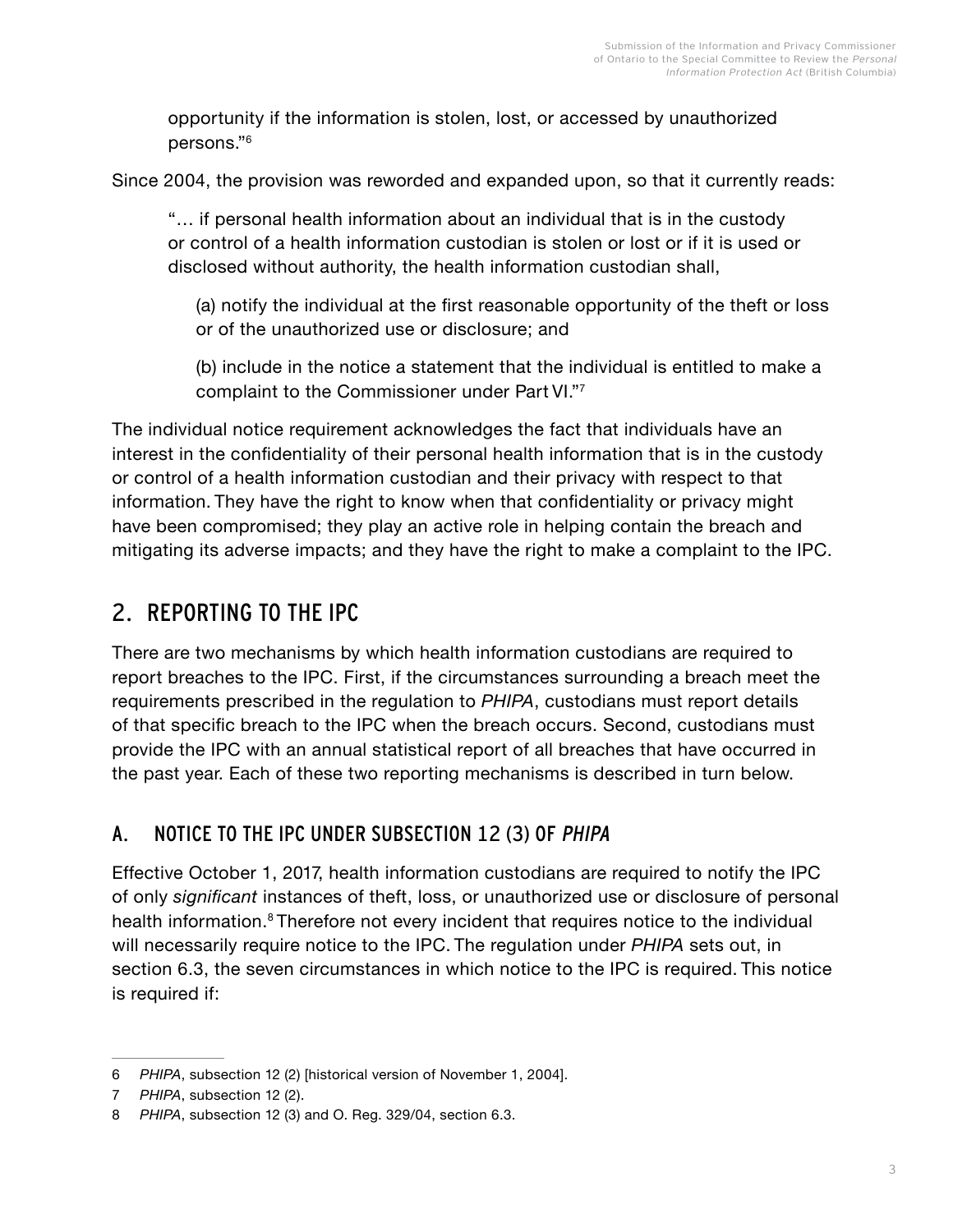> opportunity if the information is stolen, lost, or accessed by unauthorized persons."[6]

Since 2004, the provision was reworded and expanded upon, so that it currently reads:

> "… if personal health information about an individual that is in the custody or control of a health information custodian is stolen or lost or if it is used or disclosed without authority, the health information custodian shall,
>
> > (a) notify the individual at the first reasonable opportunity of the theft or loss or of the unauthorized use or disclosure; and
> >
> > (b) include in the notice a statement that the individual is entitled to make a complaint to the Commissioner under Part VI."[7]

The individual notice requirement acknowledges the fact that individuals have an interest in the confidentiality of their personal health information that is in the custody or control of a health information custodian and their privacy with respect to that information. They have the right to know when that confidentiality or privacy might have been compromised; they play an active role in helping contain the breach and mitigating its adverse impacts; and they have the right to make a complaint to the IPC.

## 2. REPORTING TO THE IPC

There are two mechanisms by which health information custodians are required to report breaches to the IPC. First, if the circumstances surrounding a breach meet the requirements prescribed in the regulation to *PHIPA*, custodians must report details of that specific breach to the IPC when the breach occurs. Second, custodians must provide the IPC with an annual statistical report of all breaches that have occurred in the past year. Each of these two reporting mechanisms is described in turn below.

### A. NOTICE TO THE IPC UNDER SUBSECTION 12 (3) OF *PHIPA*

Effective October 1, 2017, health information custodians are required to notify the IPC of only *significant* instances of theft, loss, or unauthorized use or disclosure of personal health information.[8] Therefore not every incident that requires notice to the individual will necessarily require notice to the IPC. The regulation under *PHIPA* sets out, in section 6.3, the seven circumstances in which notice to the IPC is required. This notice is required if:

---

6 *PHIPA*, subsection 12 (2) [historical version of November 1, 2004].

7 *PHIPA*, subsection 12 (2).

8 *PHIPA*, subsection 12 (3) and O. Reg. 329/04, section 6.3.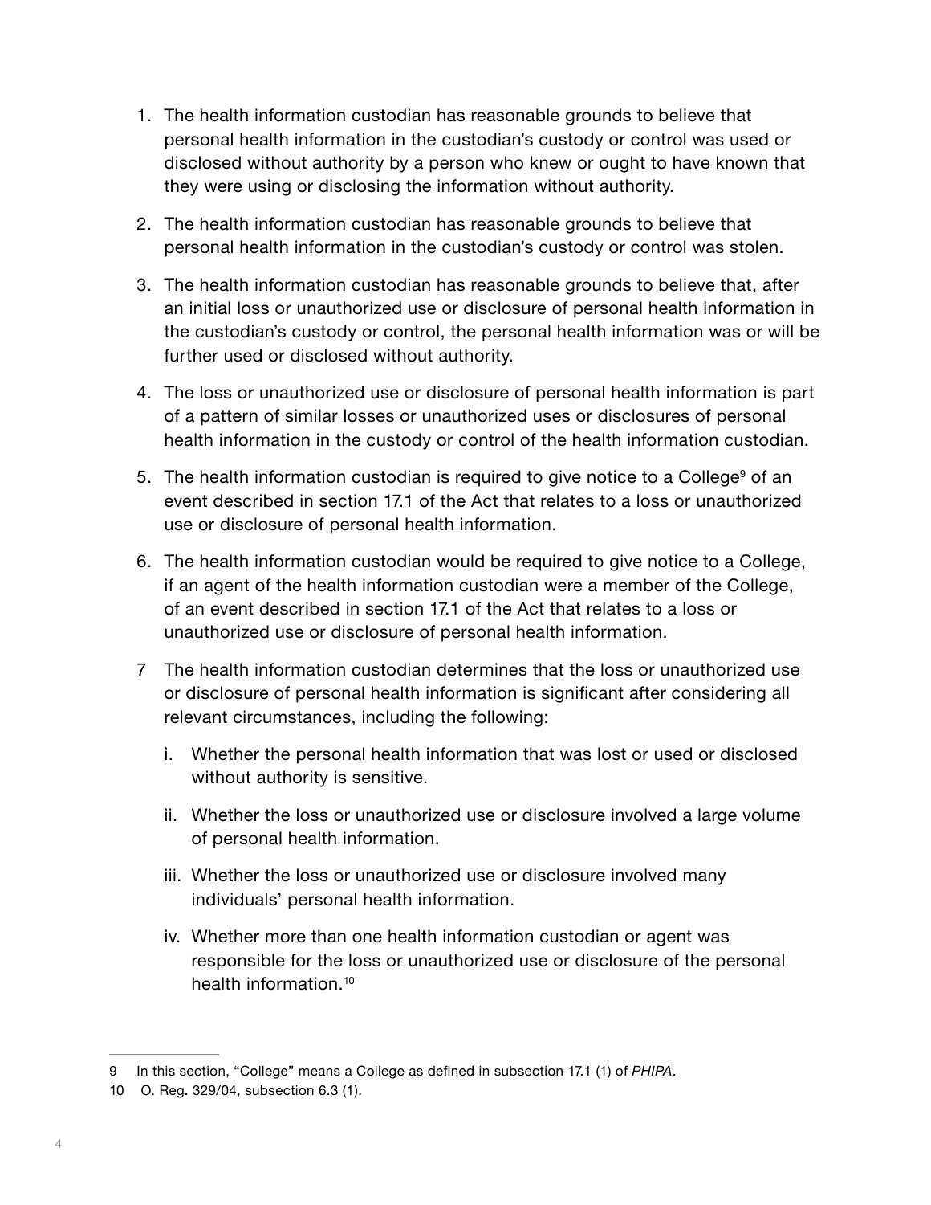1. The health information custodian has reasonable grounds to believe that personal health information in the custodian's custody or control was used or disclosed without authority by a person who knew or ought to have known that they were using or disclosing the information without authority.

2. The health information custodian has reasonable grounds to believe that personal health information in the custodian's custody or control was stolen.

3. The health information custodian has reasonable grounds to believe that, after an initial loss or unauthorized use or disclosure of personal health information in the custodian's custody or control, the personal health information was or will be further used or disclosed without authority.

4. The loss or unauthorized use or disclosure of personal health information is part of a pattern of similar losses or unauthorized uses or disclosures of personal health information in the custody or control of the health information custodian.

5. The health information custodian is required to give notice to a College[9] of an event described in section 17.1 of the Act that relates to a loss or unauthorized use or disclosure of personal health information.

6. The health information custodian would be required to give notice to a College, if an agent of the health information custodian were a member of the College, of an event described in section 17.1 of the Act that relates to a loss or unauthorized use or disclosure of personal health information.

7. The health information custodian determines that the loss or unauthorized use or disclosure of personal health information is significant after considering all relevant circumstances, including the following:

   i. Whether the personal health information that was lost or used or disclosed without authority is sensitive.

   ii. Whether the loss or unauthorized use or disclosure involved a large volume of personal health information.

   iii. Whether the loss or unauthorized use or disclosure involved many individuals' personal health information.

   iv. Whether more than one health information custodian or agent was responsible for the loss or unauthorized use or disclosure of the personal health information.[10]

---

9 In this section, "College" means a College as defined in subsection 17.1 (1) of *PHIPA*.

10 O. Reg. 329/04, subsection 6.3 (1).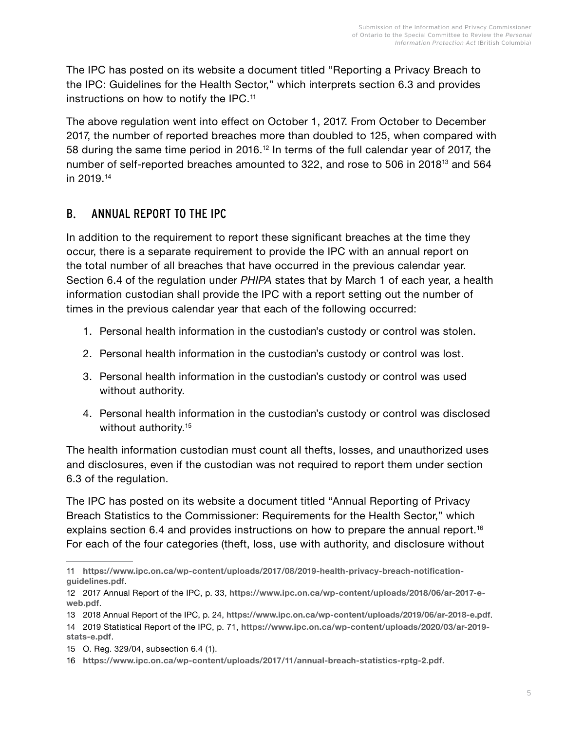The IPC has posted on its website a document titled "Reporting a Privacy Breach to the IPC: Guidelines for the Health Sector," which interprets section 6.3 and provides instructions on how to notify the IPC.[11]

The above regulation went into effect on October 1, 2017. From October to December 2017, the number of reported breaches more than doubled to 125, when compared with 58 during the same time period in 2016.[12] In terms of the full calendar year of 2017, the number of self-reported breaches amounted to 322, and rose to 506 in 2018[13] and 564 in 2019.[14]

## B. ANNUAL REPORT TO THE IPC

In addition to the requirement to report these significant breaches at the time they occur, there is a separate requirement to provide the IPC with an annual report on the total number of all breaches that have occurred in the previous calendar year. Section 6.4 of the regulation under *PHIPA* states that by March 1 of each year, a health information custodian shall provide the IPC with a report setting out the number of times in the previous calendar year that each of the following occurred:

1. Personal health information in the custodian's custody or control was stolen.
2. Personal health information in the custodian's custody or control was lost.
3. Personal health information in the custodian's custody or control was used without authority.
4. Personal health information in the custodian's custody or control was disclosed without authority.[15]

The health information custodian must count all thefts, losses, and unauthorized uses and disclosures, even if the custodian was not required to report them under section 6.3 of the regulation.

The IPC has posted on its website a document titled "Annual Reporting of Privacy Breach Statistics to the Commissioner: Requirements for the Health Sector," which explains section 6.4 and provides instructions on how to prepare the annual report.[16] For each of the four categories (theft, loss, use with authority, and disclosure without

---

11 **https://www.ipc.on.ca/wp-content/uploads/2017/08/2019-health-privacy-breach-notification-guidelines.pdf**.

12 2017 Annual Report of the IPC, p. 33, **https://www.ipc.on.ca/wp-content/uploads/2018/06/ar-2017-e-web.pdf**.

13 2018 Annual Report of the IPC, p. 24, **https://www.ipc.on.ca/wp-content/uploads/2019/06/ar-2018-e.pdf**.

14 2019 Statistical Report of the IPC, p. 71, **https://www.ipc.on.ca/wp-content/uploads/2020/03/ar-2019-stats-e.pdf**.

15 O. Reg. 329/04, subsection 6.4 (1).

16 **https://www.ipc.on.ca/wp-content/uploads/2017/11/annual-breach-statistics-rptg-2.pdf**.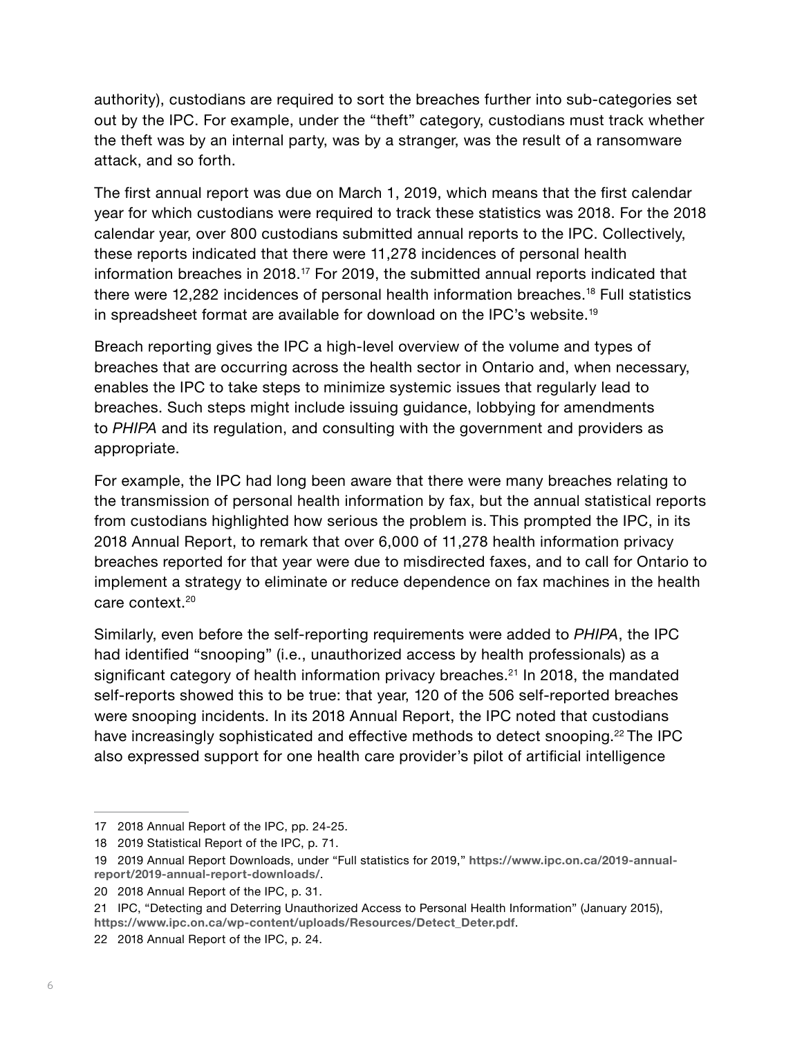authority), custodians are required to sort the breaches further into sub-categories set out by the IPC. For example, under the "theft" category, custodians must track whether the theft was by an internal party, was by a stranger, was the result of a ransomware attack, and so forth.

The first annual report was due on March 1, 2019, which means that the first calendar year for which custodians were required to track these statistics was 2018. For the 2018 calendar year, over 800 custodians submitted annual reports to the IPC. Collectively, these reports indicated that there were 11,278 incidences of personal health information breaches in 2018.[17] For 2019, the submitted annual reports indicated that there were 12,282 incidences of personal health information breaches.[18] Full statistics in spreadsheet format are available for download on the IPC's website.[19]

Breach reporting gives the IPC a high-level overview of the volume and types of breaches that are occurring across the health sector in Ontario and, when necessary, enables the IPC to take steps to minimize systemic issues that regularly lead to breaches. Such steps might include issuing guidance, lobbying for amendments to *PHIPA* and its regulation, and consulting with the government and providers as appropriate.

For example, the IPC had long been aware that there were many breaches relating to the transmission of personal health information by fax, but the annual statistical reports from custodians highlighted how serious the problem is. This prompted the IPC, in its 2018 Annual Report, to remark that over 6,000 of 11,278 health information privacy breaches reported for that year were due to misdirected faxes, and to call for Ontario to implement a strategy to eliminate or reduce dependence on fax machines in the health care context.[20]

Similarly, even before the self-reporting requirements were added to *PHIPA*, the IPC had identified "snooping" (i.e., unauthorized access by health professionals) as a significant category of health information privacy breaches.[21] In 2018, the mandated self-reports showed this to be true: that year, 120 of the 506 self-reported breaches were snooping incidents. In its 2018 Annual Report, the IPC noted that custodians have increasingly sophisticated and effective methods to detect snooping.[22] The IPC also expressed support for one health care provider's pilot of artificial intelligence

---

17 2018 Annual Report of the IPC, pp. 24-25.

18 2019 Statistical Report of the IPC, p. 71.

19 2019 Annual Report Downloads, under "Full statistics for 2019," **https://www.ipc.on.ca/2019-annual-report/2019-annual-report-downloads/**.

20 2018 Annual Report of the IPC, p. 31.

21 IPC, "Detecting and Deterring Unauthorized Access to Personal Health Information" (January 2015), **https://www.ipc.on.ca/wp-content/uploads/Resources/Detect_Deter.pdf**.

22 2018 Annual Report of the IPC, p. 24.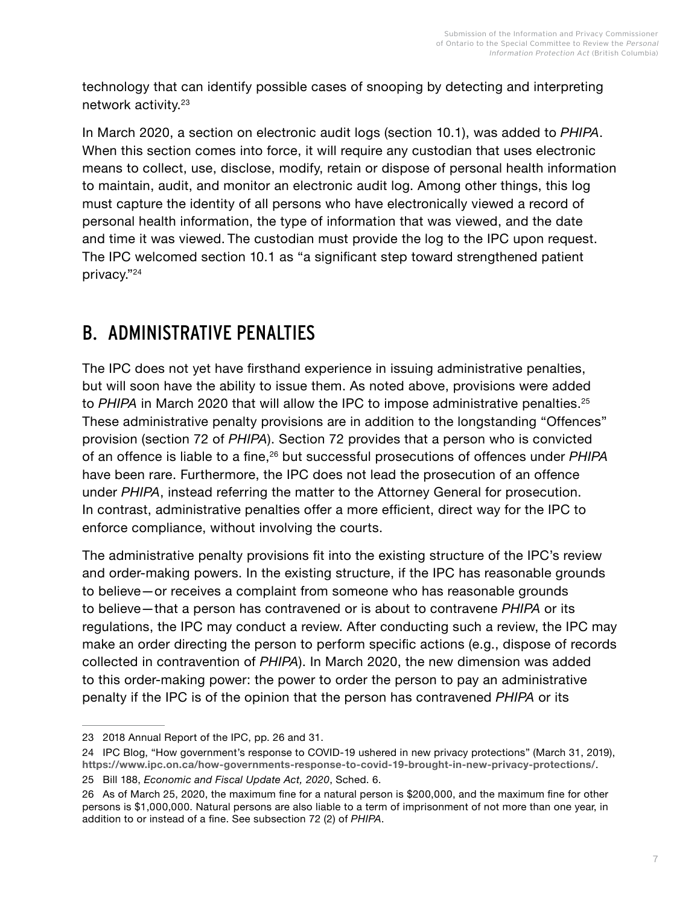technology that can identify possible cases of snooping by detecting and interpreting network activity.[23]

In March 2020, a section on electronic audit logs (section 10.1), was added to *PHIPA*. When this section comes into force, it will require any custodian that uses electronic means to collect, use, disclose, modify, retain or dispose of personal health information to maintain, audit, and monitor an electronic audit log. Among other things, this log must capture the identity of all persons who have electronically viewed a record of personal health information, the type of information that was viewed, and the date and time it was viewed. The custodian must provide the log to the IPC upon request. The IPC welcomed section 10.1 as "a significant step toward strengthened patient privacy."[24]

## B. ADMINISTRATIVE PENALTIES

The IPC does not yet have firsthand experience in issuing administrative penalties, but will soon have the ability to issue them. As noted above, provisions were added to *PHIPA* in March 2020 that will allow the IPC to impose administrative penalties.[25] These administrative penalty provisions are in addition to the longstanding "Offences" provision (section 72 of *PHIPA*). Section 72 provides that a person who is convicted of an offence is liable to a fine,[26] but successful prosecutions of offences under *PHIPA* have been rare. Furthermore, the IPC does not lead the prosecution of an offence under *PHIPA*, instead referring the matter to the Attorney General for prosecution. In contrast, administrative penalties offer a more efficient, direct way for the IPC to enforce compliance, without involving the courts.

The administrative penalty provisions fit into the existing structure of the IPC's review and order-making powers. In the existing structure, if the IPC has reasonable grounds to believe—or receives a complaint from someone who has reasonable grounds to believe—that a person has contravened or is about to contravene *PHIPA* or its regulations, the IPC may conduct a review. After conducting such a review, the IPC may make an order directing the person to perform specific actions (e.g., dispose of records collected in contravention of *PHIPA*). In March 2020, the new dimension was added to this order-making power: the power to order the person to pay an administrative penalty if the IPC is of the opinion that the person has contravened *PHIPA* or its

---

23 2018 Annual Report of the IPC, pp. 26 and 31.

24 IPC Blog, "How government's response to COVID-19 ushered in new privacy protections" (March 31, 2019), **https://www.ipc.on.ca/how-governments-response-to-covid-19-brought-in-new-privacy-protections/**.

25 Bill 188, *Economic and Fiscal Update Act, 2020*, Sched. 6.

26 As of March 25, 2020, the maximum fine for a natural person is $200,000, and the maximum fine for other persons is $1,000,000. Natural persons are also liable to a term of imprisonment of not more than one year, in addition to or instead of a fine. See subsection 72 (2) of *PHIPA*.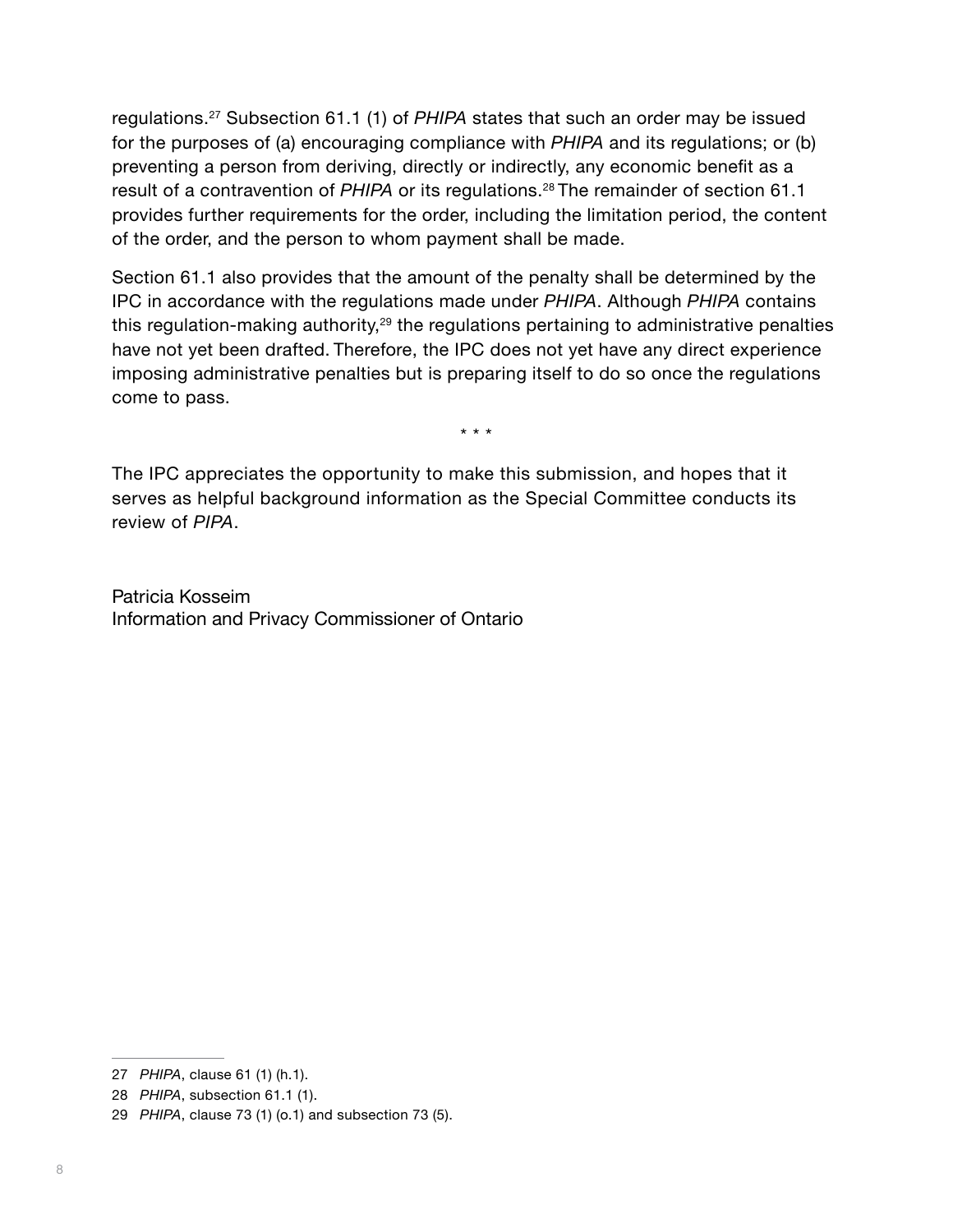regulations.[27] Subsection 61.1 (1) of *PHIPA* states that such an order may be issued for the purposes of (a) encouraging compliance with *PHIPA* and its regulations; or (b) preventing a person from deriving, directly or indirectly, any economic benefit as a result of a contravention of *PHIPA* or its regulations.[28] The remainder of section 61.1 provides further requirements for the order, including the limitation period, the content of the order, and the person to whom payment shall be made.

Section 61.1 also provides that the amount of the penalty shall be determined by the IPC in accordance with the regulations made under *PHIPA*. Although *PHIPA* contains this regulation-making authority,[29] the regulations pertaining to administrative penalties have not yet been drafted. Therefore, the IPC does not yet have any direct experience imposing administrative penalties but is preparing itself to do so once the regulations come to pass.

\* \* \*

The IPC appreciates the opportunity to make this submission, and hopes that it serves as helpful background information as the Special Committee conducts its review of *PIPA*.

Patricia Kosseim
Information and Privacy Commissioner of Ontario

---

27 *PHIPA*, clause 61 (1) (h.1).

28 *PHIPA*, subsection 61.1 (1).

29 *PHIPA*, clause 73 (1) (o.1) and subsection 73 (5).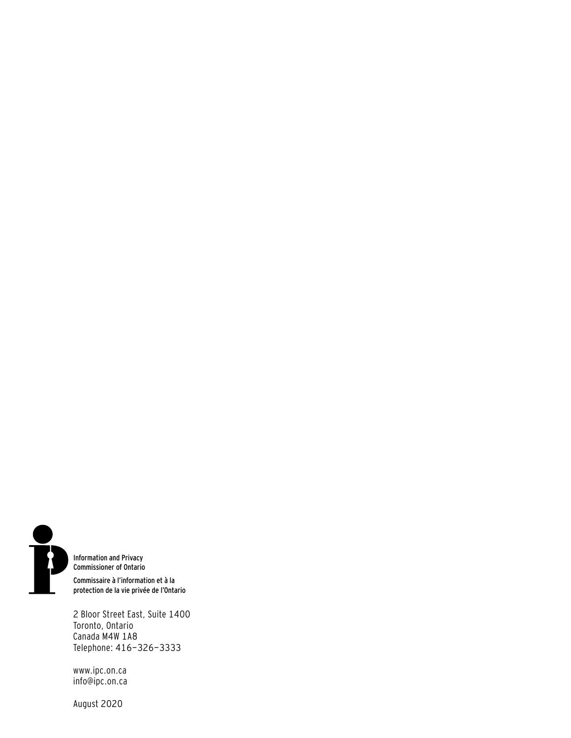Information and Privacy
Commissioner of Ontario

Commissaire à l'information et à la
protection de la vie privée de l'Ontario

2 Bloor Street East, Suite 1400
Toronto, Ontario
Canada M4W 1A8
Telephone: 416–326–3333

www.ipc.on.ca
info@ipc.on.ca

August 2020